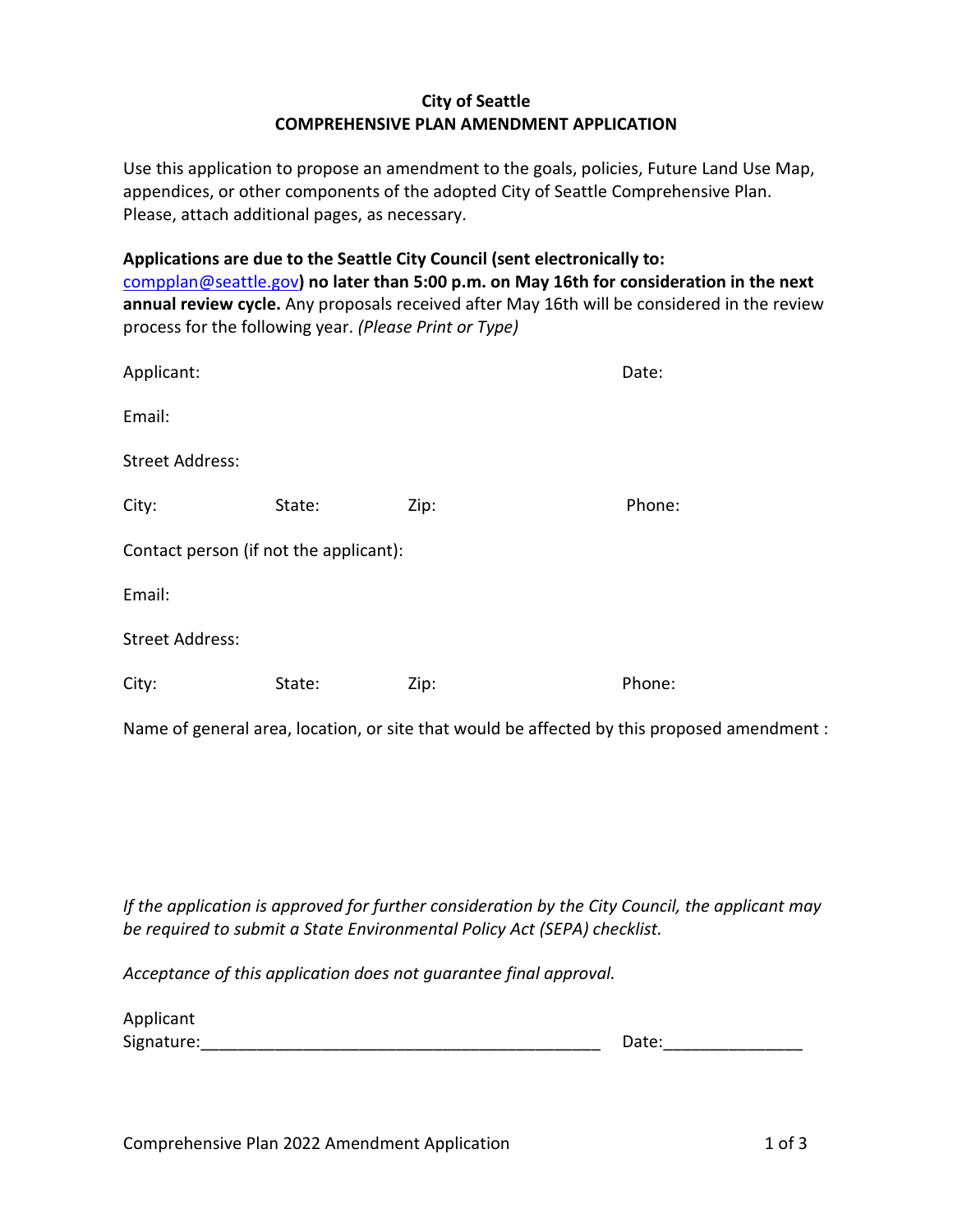**City of Seattle**
**COMPREHENSIVE PLAN AMENDMENT APPLICATION**

Use this application to propose an amendment to the goals, policies, Future Land Use Map, appendices, or other components of the adopted City of Seattle Comprehensive Plan. Please, attach additional pages, as necessary.

**Applications are due to the Seattle City Council (sent electronically to:** compplan@seattle.gov**) no later than 5:00 p.m. on May 16th for consideration in the next annual review cycle.** Any proposals received after May 16th will be considered in the review process for the following year. *(Please Print or Type)*

Applicant: Date:

Email:

Street Address:

City: State: Zip: Phone:

Contact person (if not the applicant):

Email:

Street Address:

City: State: Zip: Phone:

Name of general area, location, or site that would be affected by this proposed amendment :

*If the application is approved for further consideration by the City Council, the applicant may be required to submit a State Environmental Policy Act (SEPA) checklist.*

*Acceptance of this application does not guarantee final approval.*

Applicant Signature:_____________________________________________ Date:_______________

Comprehensive Plan 2022 Amendment Application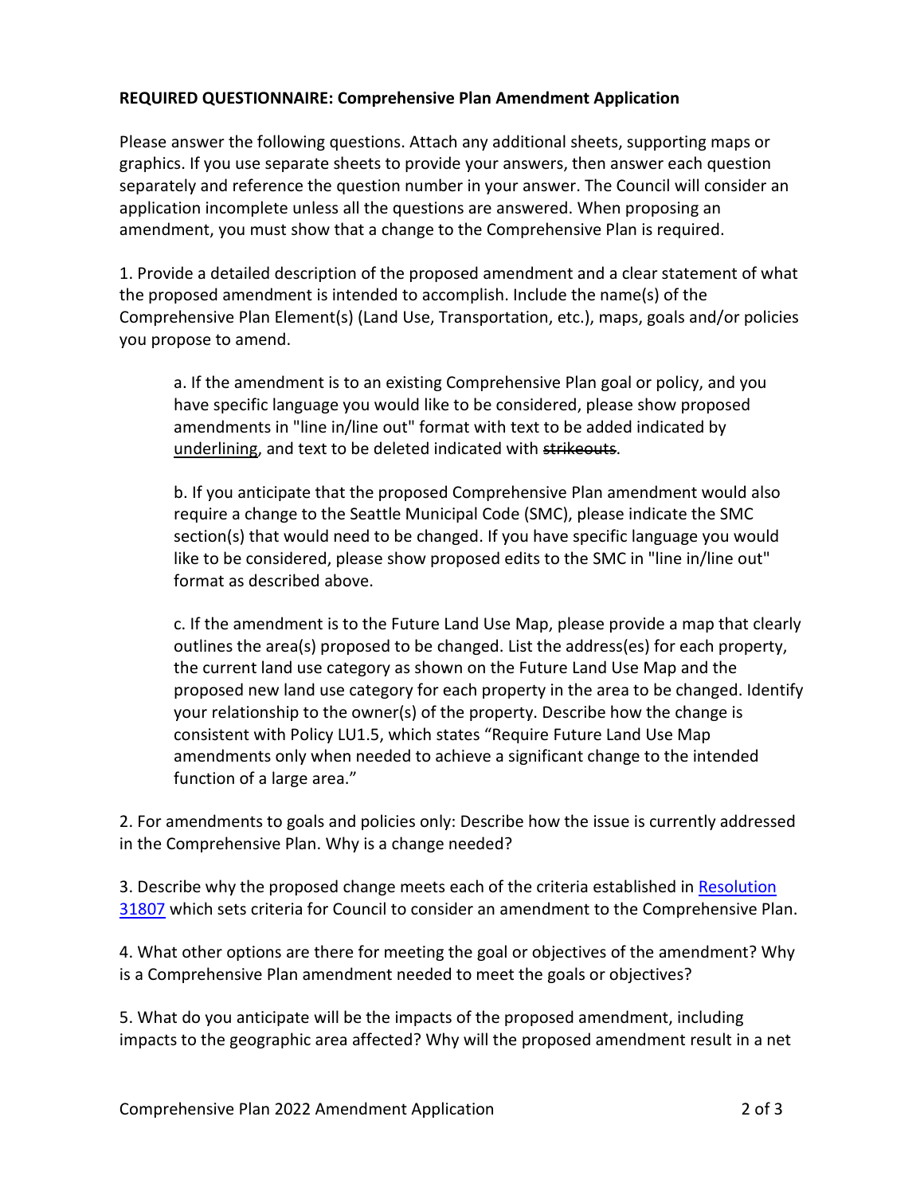**REQUIRED QUESTIONNAIRE: Comprehensive Plan Amendment Application**

Please answer the following questions. Attach any additional sheets, supporting maps or graphics. If you use separate sheets to provide your answers, then answer each question separately and reference the question number in your answer. The Council will consider an application incomplete unless all the questions are answered. When proposing an amendment, you must show that a change to the Comprehensive Plan is required.

1. Provide a detailed description of the proposed amendment and a clear statement of what the proposed amendment is intended to accomplish. Include the name(s) of the Comprehensive Plan Element(s) (Land Use, Transportation, etc.), maps, goals and/or policies you propose to amend.

    a. If the amendment is to an existing Comprehensive Plan goal or policy, and you have specific language you would like to be considered, please show proposed amendments in "line in/line out" format with text to be added indicated by <u>underlining</u>, and text to be deleted indicated with ~~strikeouts~~.

    b. If you anticipate that the proposed Comprehensive Plan amendment would also require a change to the Seattle Municipal Code (SMC), please indicate the SMC section(s) that would need to be changed. If you have specific language you would like to be considered, please show proposed edits to the SMC in "line in/line out" format as described above.

    c. If the amendment is to the Future Land Use Map, please provide a map that clearly outlines the area(s) proposed to be changed. List the address(es) for each property, the current land use category as shown on the Future Land Use Map and the proposed new land use category for each property in the area to be changed. Identify your relationship to the owner(s) of the property. Describe how the change is consistent with Policy LU1.5, which states "Require Future Land Use Map amendments only when needed to achieve a significant change to the intended function of a large area."

2. For amendments to goals and policies only: Describe how the issue is currently addressed in the Comprehensive Plan. Why is a change needed?

3. Describe why the proposed change meets each of the criteria established in Resolution 31807 which sets criteria for Council to consider an amendment to the Comprehensive Plan.

4. What other options are there for meeting the goal or objectives of the amendment? Why is a Comprehensive Plan amendment needed to meet the goals or objectives?

5. What do you anticipate will be the impacts of the proposed amendment, including impacts to the geographic area affected? Why will the proposed amendment result in a net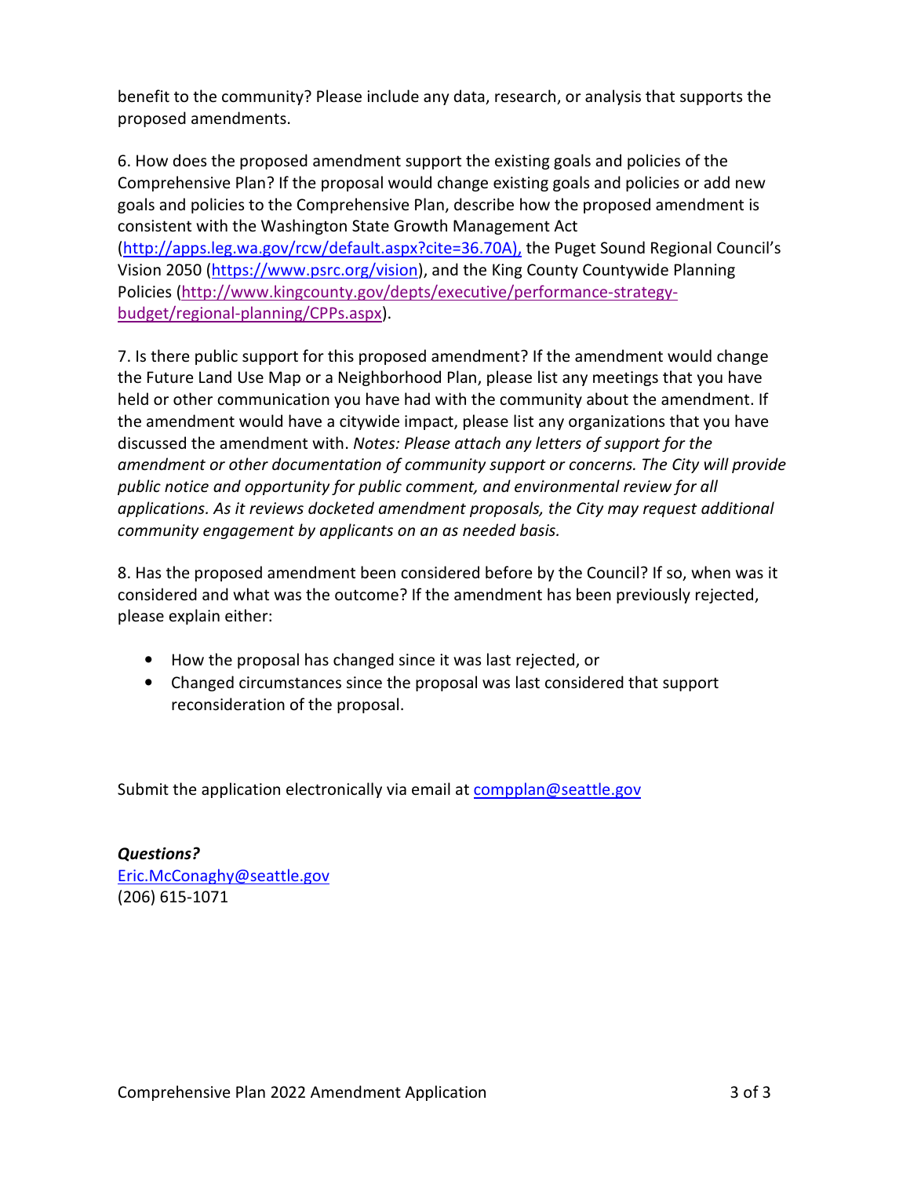benefit to the community? Please include any data, research, or analysis that supports the proposed amendments.

6. How does the proposed amendment support the existing goals and policies of the Comprehensive Plan? If the proposal would change existing goals and policies or add new goals and policies to the Comprehensive Plan, describe how the proposed amendment is consistent with the Washington State Growth Management Act (http://apps.leg.wa.gov/rcw/default.aspx?cite=36.70A), the Puget Sound Regional Council's Vision 2050 (https://www.psrc.org/vision), and the King County Countywide Planning Policies (http://www.kingcounty.gov/depts/executive/performance-strategy-budget/regional-planning/CPPs.aspx).

7. Is there public support for this proposed amendment? If the amendment would change the Future Land Use Map or a Neighborhood Plan, please list any meetings that you have held or other communication you have had with the community about the amendment. If the amendment would have a citywide impact, please list any organizations that you have discussed the amendment with. *Notes: Please attach any letters of support for the amendment or other documentation of community support or concerns. The City will provide public notice and opportunity for public comment, and environmental review for all applications. As it reviews docketed amendment proposals, the City may request additional community engagement by applicants on an as needed basis.*

8. Has the proposed amendment been considered before by the Council? If so, when was it considered and what was the outcome? If the amendment has been previously rejected, please explain either:

- How the proposal has changed since it was last rejected, or
- Changed circumstances since the proposal was last considered that support reconsideration of the proposal.

Submit the application electronically via email at compplan@seattle.gov

***Questions?***
Eric.McConaghy@seattle.gov
(206) 615-1071